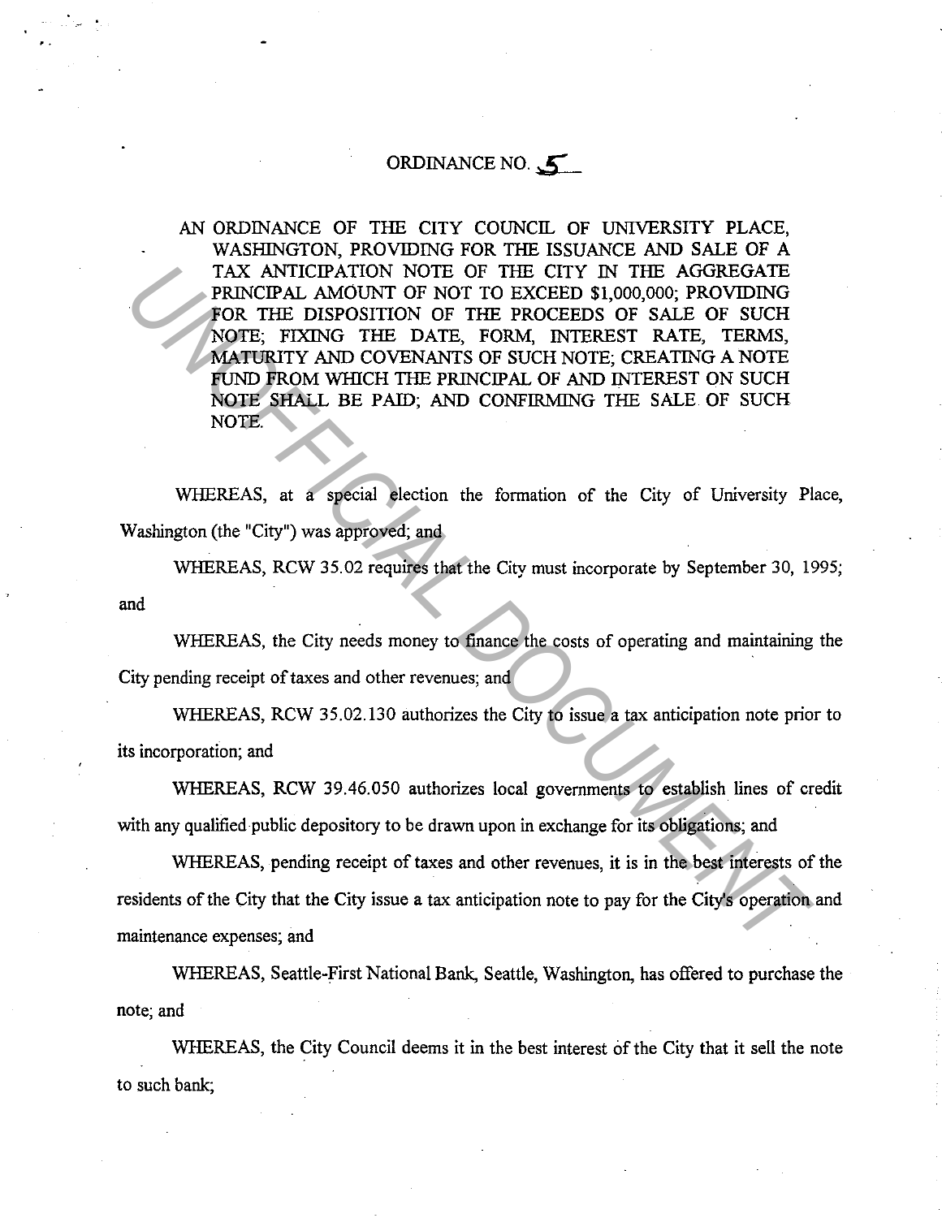# ORDINANCE NO. 5

AN ORDINANCE OF THE CITY COUNCIL OF UNIVERSITY PLACE, WASHINGTON, PROVIDING FOR THE ISSUANCE AND SALE OF A TAX ANTICIPATION NOTE OF THE CITY IN THE AGGREGATE PRINCIPAL AMOUNT OF NOT TO EXCEED $1,000,000; PROVIDING FOR THE DISPOSITION OF THE PROCEEDS OF SALE OF SUCH NOTE; FIXING THE DATE, FORM, INTEREST RATE, TERMS, MATURITY AND COVENANTS OF SUCH NOTE; CREATING A NOTE FUND FROM WHICH THE PRINCIPAL OF AND INTEREST ON SUCH NOTE SHALL BE PAID; AND CONFIRMING THE SALE OF SUCH NOTE.

WHEREAS, at a special election the formation of the City of University Place, Washington (the "City") was approved; and

WHEREAS, RCW 35.02 requires that the City must incorporate by September 30, 1995; and

WHEREAS, the City needs money to finance the costs of operating and maintaining the City pending receipt of taxes and other revenues; and

WHEREAS, RCW 35.02.130 authorizes the City to issue a tax anticipation note prior to its incorporation; and

WHEREAS, RCW 39.46.050 authorizes local governments to establish lines of credit with any qualified public depository to be drawn upon in exchange for its obligations; and

WHEREAS, pending receipt of taxes and other revenues, it is in the best interests of the residents of the City that the City issue a tax anticipation note to pay for the City's operation and maintenance expenses; and

WHEREAS, Seattle-First National Bank, Seattle, Washington, has offered to purchase the note; and

WHEREAS, the City Council deems it in the best interest of the City that it sell the note to such bank;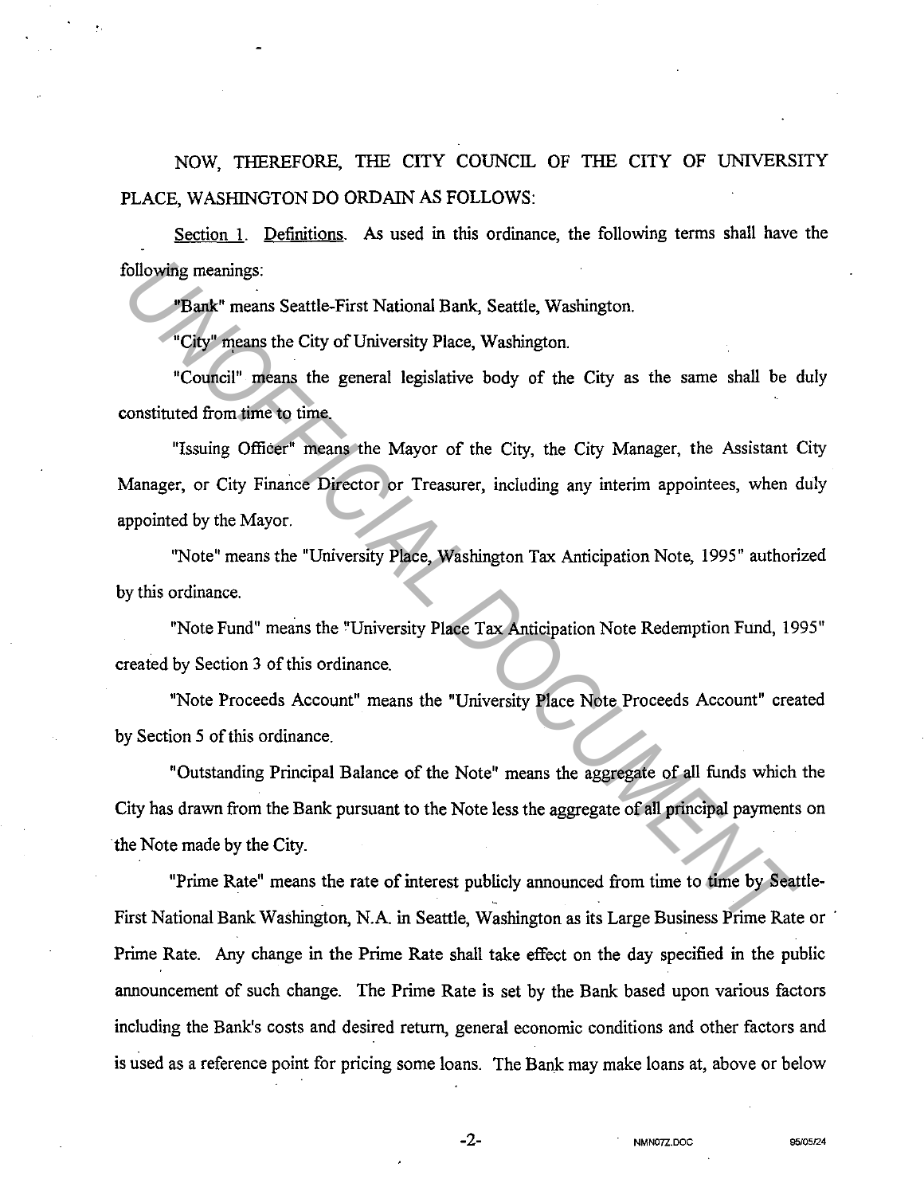NOW, THEREFORE, THE CITY COUNCIL OF THE CITY OF UNIVERSITY PLACE, WASHINGTON DO ORDAIN AS FOLLOWS:

Section 1. Definitions. As used in this ordinance, the following terms shall have the following meanings:

"Bank" means Seattle-First National Bank, Seattle, Washington.

"City" means the City of University Place, Washington.

"Council" means the general legislative body of the City as the same shall be duly constituted from time to time.

"Issuing Officer" means the Mayor of the City, the City Manager, the Assistant City Manager, or City Finance Director or Treasurer, including any interim appointees, when duly appointed by the Mayor.

"Note" means the "University Place, Washington Tax Anticipation Note, 1995" authorized by this ordinance.

"Note Fund" means the "University Place Tax Anticipation Note Redemption Fund, 1995" created by Section 3 of this ordinance.

"Note Proceeds Account" means the "University Place Note Proceeds Account" created by Section 5 of this ordinance.

"Outstanding Principal Balance of the Note" means the aggregate of all funds which the City has drawn from the Bank pursuant to the Note less the aggregate of all principal payments on the Note made by the City.

"Prime Rate" means the rate of interest publicly announced from time to time by Seattle-First National Bank Washington, N.A. in Seattle, Washington as its Large Business Prime Rate or Prime Rate. Any change in the Prime Rate shall take effect on the day specified in the public announcement of such change. The Prime Rate is set by the Bank based upon various factors including the Bank's costs and desired return, general economic conditions and other factors and is used as a reference point for pricing some loans. The Bank may make loans at, above or below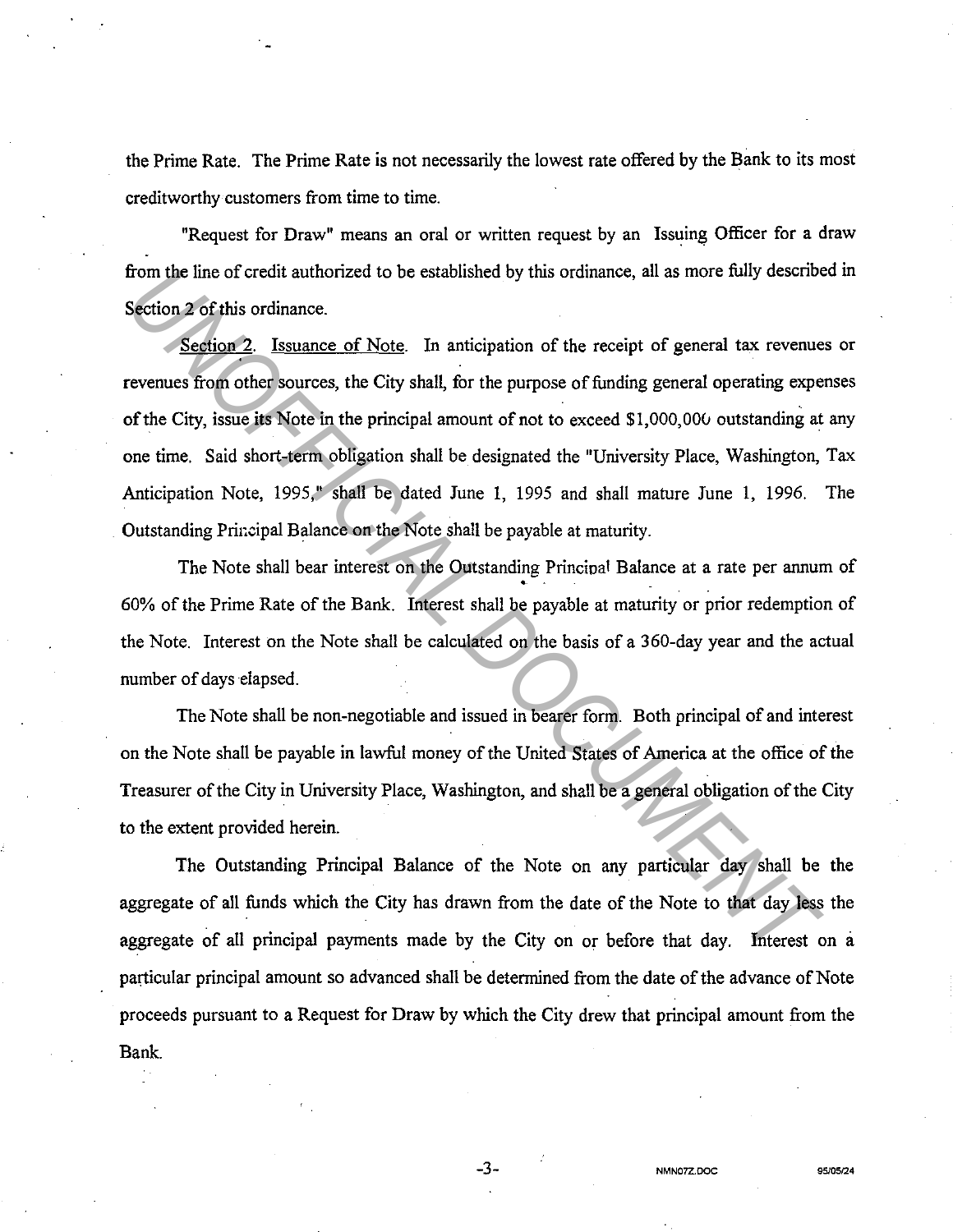the Prime Rate. The Prime Rate is not necessarily the lowest rate offered by the Bank to its most creditworthy customers from time to time.

"Request for Draw" means an oral or written request by an Issuing Officer for a draw from the line of credit authorized to be established by this ordinance, all as more fully described in Section 2 of this ordinance.

Section 2. Issuance of Note. In anticipation of the receipt of general tax revenues or revenues from other sources, the City shall, for the purpose of funding general operating expenses of the City, issue its Note in the principal amount of not to exceed $1,000,000 outstanding at any one time. Said short-term obligation shall be designated the "University Place, Washington, Tax Anticipation Note, 1995," shall be dated June 1, 1995 and shall mature June 1, 1996. The Outstanding Principal Balance on the Note shall be payable at maturity.

The Note shall bear interest on the Outstanding Principal Balance at a rate per annum of 60% of the Prime Rate of the Bank. Interest shall be payable at maturity or prior redemption of the Note. Interest on the Note shall be calculated on the basis of a 360-day year and the actual number of days elapsed.

The Note shall be non-negotiable and issued in bearer form. Both principal of and interest on the Note shall be payable in lawful money of the United States of America at the office of the Treasurer of the City in University Place, Washington, and shall be a general obligation of the City to the extent provided herein.

The Outstanding Principal Balance of the Note on any particular day shall be the aggregate of all funds which the City has drawn from the date of the Note to that day less the aggregate of all principal payments made by the City on or before that day. Interest on a particular principal amount so advanced shall be determined from the date of the advance of Note proceeds pursuant to a Request for Draw by which the City drew that principal amount from the Bank.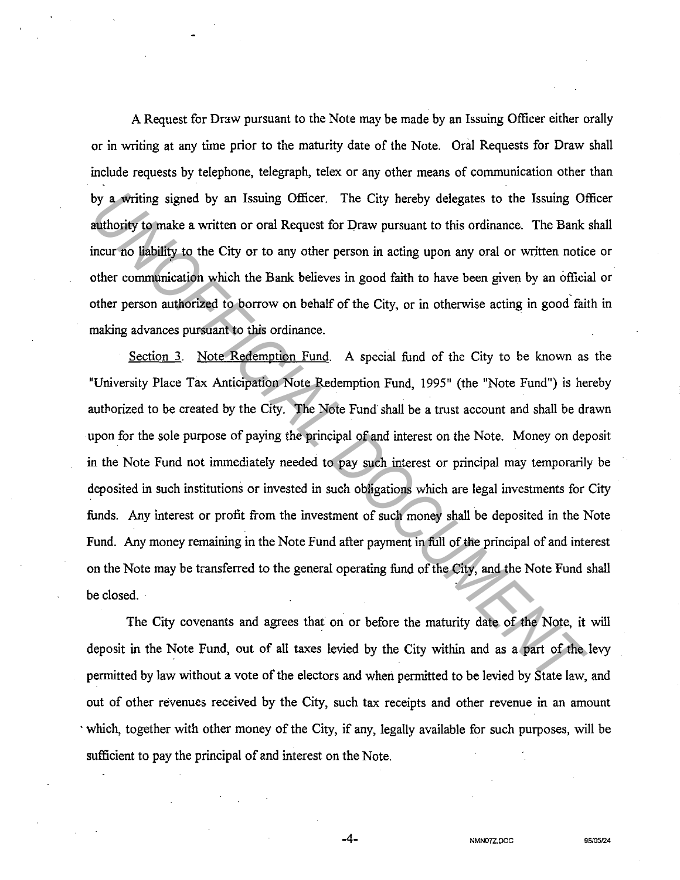A Request for Draw pursuant to the Note may be made by an Issuing Officer either orally or in writing at any time prior to the maturity date of the Note. Oral Requests for Draw shall include requests by telephone, telegraph, telex or any other means of communication other than by a writing signed by an Issuing Officer. The City hereby delegates to the Issuing Officer authority to make a written or oral Request for Draw pursuant to this ordinance. The Bank shall incur no liability to the City or to any other person in acting upon any oral or written notice or other communication which the Bank believes in good faith to have been given by an official or other person authorized to borrow on behalf of the City, or in otherwise acting in good faith in making advances pursuant to this ordinance.

Section 3. Note Redemption Fund. A special fund of the City to be known as the "University Place Tax Anticipation Note Redemption Fund, 1995" (the "Note Fund") is hereby authorized to be created by the City. The Note Fund shall be a trust account and shall be drawn upon for the sole purpose of paying the principal of and interest on the Note. Money on deposit in the Note Fund not immediately needed to pay such interest or principal may temporarily be deposited in such institutions or invested in such obligations which are legal investments for City funds. Any interest or profit from the investment of such money shall be deposited in the Note Fund. Any money remaining in the Note Fund after payment in full of the principal of and interest on the Note may be transferred to the general operating fund of the City, and the Note Fund shall be closed.

The City covenants and agrees that on or before the maturity date of the Note, it will deposit in the Note Fund, out of all taxes levied by the City within and as a part of the levy permitted by law without a vote of the electors and when permitted to be levied by State law, and out of other revenues received by the City, such tax receipts and other revenue in an amount which, together with other money of the City, if any, legally available for such purposes, will be sufficient to pay the principal of and interest on the Note.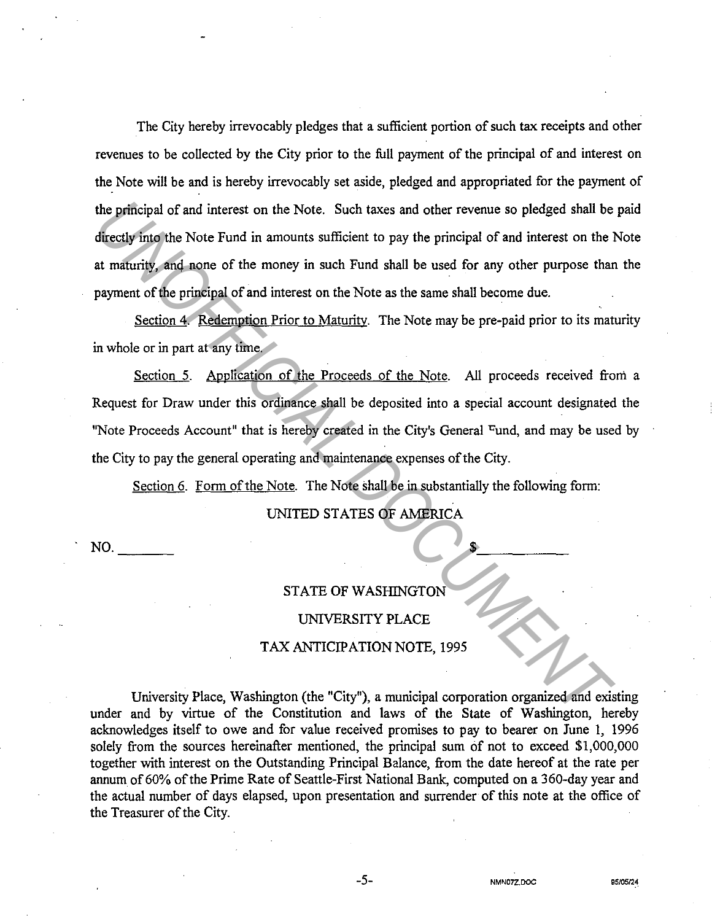The City hereby irrevocably pledges that a sufficient portion of such tax receipts and other revenues to be collected by the City prior to the full payment of the principal of and interest on the Note will be and is hereby irrevocably set aside, pledged and appropriated for the payment of the principal of and interest on the Note. Such taxes and other revenue so pledged shall be paid directly into the Note Fund in amounts sufficient to pay the principal of and interest on the Note at maturity, and none of the money in such Fund shall be used for any other purpose than the payment of the principal of and interest on the Note as the same shall become due.

Section 4. Redemption Prior to Maturity. The Note may be pre-paid prior to its maturity in whole or in part at any time.

Section 5. Application of the Proceeds of the Note. All proceeds received from a Request for Draw under this ordinance shall be deposited into a special account designated the "Note Proceeds Account" that is hereby created in the City's General Fund, and may be used by the City to pay the general operating and maintenance expenses of the City.

Section 6. Form of the Note. The Note shall be in substantially the following form:

UNITED STATES OF AMERICA

NO. _______ $__________

STATE OF WASHINGTON

UNIVERSITY PLACE

TAX ANTICIPATION NOTE, 1995

University Place, Washington (the "City"), a municipal corporation organized and existing under and by virtue of the Constitution and laws of the State of Washington, hereby acknowledges itself to owe and for value received promises to pay to bearer on June 1, 1996 solely from the sources hereinafter mentioned, the principal sum of not to exceed $1,000,000 together with interest on the Outstanding Principal Balance, from the date hereof at the rate per annum of 60% of the Prime Rate of Seattle-First National Bank, computed on a 360-day year and the actual number of days elapsed, upon presentation and surrender of this note at the office of the Treasurer of the City.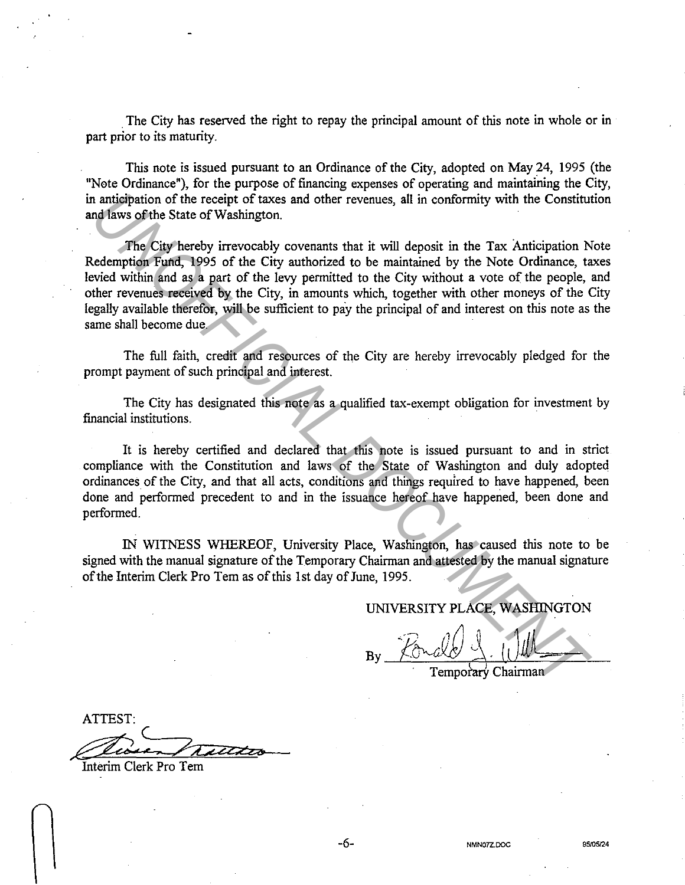The City has reserved the right to repay the principal amount of this note in whole or in part prior to its maturity.

This note is issued pursuant to an Ordinance of the City, adopted on May 24, 1995 (the "Note Ordinance"), for the purpose of financing expenses of operating and maintaining the City, in anticipation of the receipt of taxes and other revenues, all in conformity with the Constitution and laws of the State of Washington.

The City hereby irrevocably covenants that it will deposit in the Tax Anticipation Note Redemption Fund, 1995 of the City authorized to be maintained by the Note Ordinance, taxes levied within and as a part of the levy permitted to the City without a vote of the people, and other revenues received by the City, in amounts which, together with other moneys of the City legally available therefor, will be sufficient to pay the principal of and interest on this note as the same shall become due.

The full faith, credit and resources of the City are hereby irrevocably pledged for the prompt payment of such principal and interest.

The City has designated this note as a qualified tax-exempt obligation for investment by financial institutions.

It is hereby certified and declared that this note is issued pursuant to and in strict compliance with the Constitution and laws of the State of Washington and duly adopted ordinances of the City, and that all acts, conditions and things required to have happened, been done and performed precedent to and in the issuance hereof have happened, been done and performed.

IN WITNESS WHEREOF, University Place, Washington, has caused this note to be signed with the manual signature of the Temporary Chairman and attested by the manual signature of the Interim Clerk Pro Tem as of this 1st day of June, 1995.

UNIVERSITY PLACE, WASHINGTON

By ______________________
Temporary Chairman

ATTEST:

______________________
Interim Clerk Pro Tem

NMN07Z.DOC 95/05/24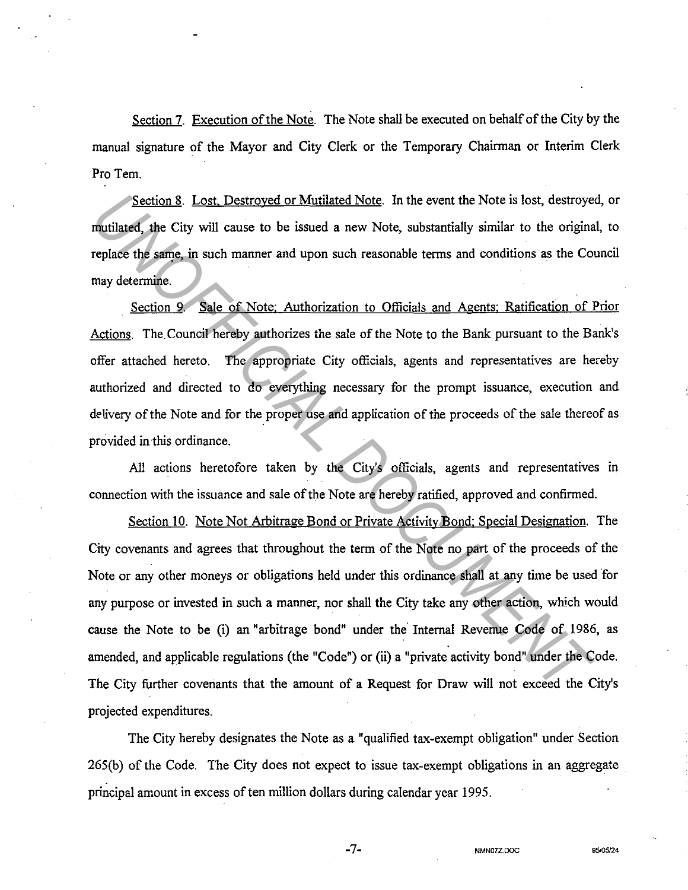Section 7. Execution of the Note. The Note shall be executed on behalf of the City by the manual signature of the Mayor and City Clerk or the Temporary Chairman or Interim Clerk Pro Tem.

Section 8. Lost, Destroyed or Mutilated Note. In the event the Note is lost, destroyed, or mutilated, the City will cause to be issued a new Note, substantially similar to the original, to replace the same, in such manner and upon such reasonable terms and conditions as the Council may determine.

Section 9. Sale of Note; Authorization to Officials and Agents; Ratification of Prior Actions. The Council hereby authorizes the sale of the Note to the Bank pursuant to the Bank's offer attached hereto. The appropriate City officials, agents and representatives are hereby authorized and directed to do everything necessary for the prompt issuance, execution and delivery of the Note and for the proper use and application of the proceeds of the sale thereof as provided in this ordinance.

All actions heretofore taken by the City's officials, agents and representatives in connection with the issuance and sale of the Note are hereby ratified, approved and confirmed.

Section 10. Note Not Arbitrage Bond or Private Activity Bond; Special Designation. The City covenants and agrees that throughout the term of the Note no part of the proceeds of the Note or any other moneys or obligations held under this ordinance shall at any time be used for any purpose or invested in such a manner, nor shall the City take any other action, which would cause the Note to be (i) an "arbitrage bond" under the Internal Revenue Code of 1986, as amended, and applicable regulations (the "Code") or (ii) a "private activity bond" under the Code. The City further covenants that the amount of a Request for Draw will not exceed the City's projected expenditures.

The City hereby designates the Note as a "qualified tax-exempt obligation" under Section 265(b) of the Code. The City does not expect to issue tax-exempt obligations in an aggregate principal amount in excess of ten million dollars during calendar year 1995.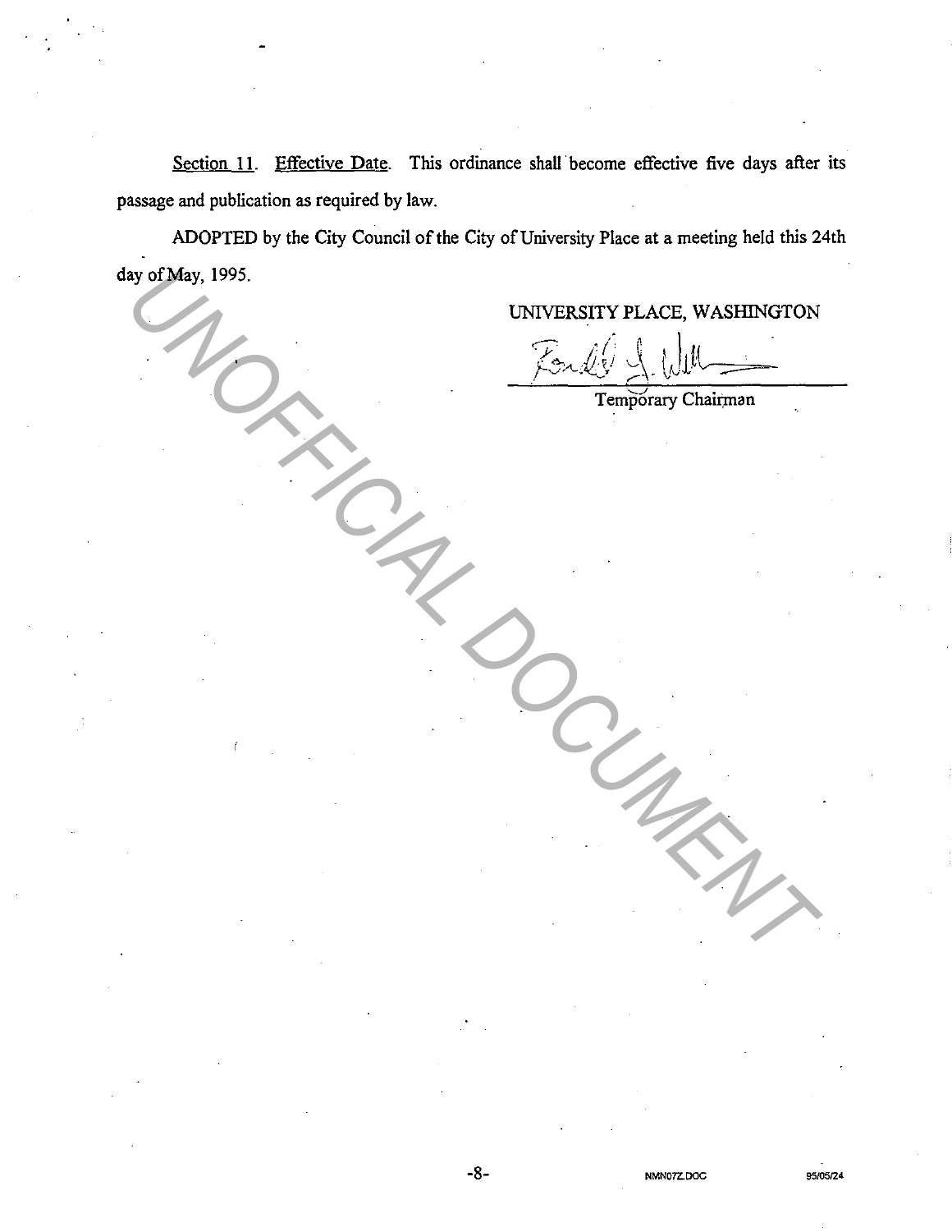Section 11. Effective Date. This ordinance shall become effective five days after its passage and publication as required by law.

ADOPTED by the City Council of the City of University Place at a meeting held this 24th day of May, 1995.

UNIVERSITY PLACE, WASHINGTON

Temporary Chairman

UNOFFICIAL DOCUMENT

NMN07Z.DOC 95/05/24